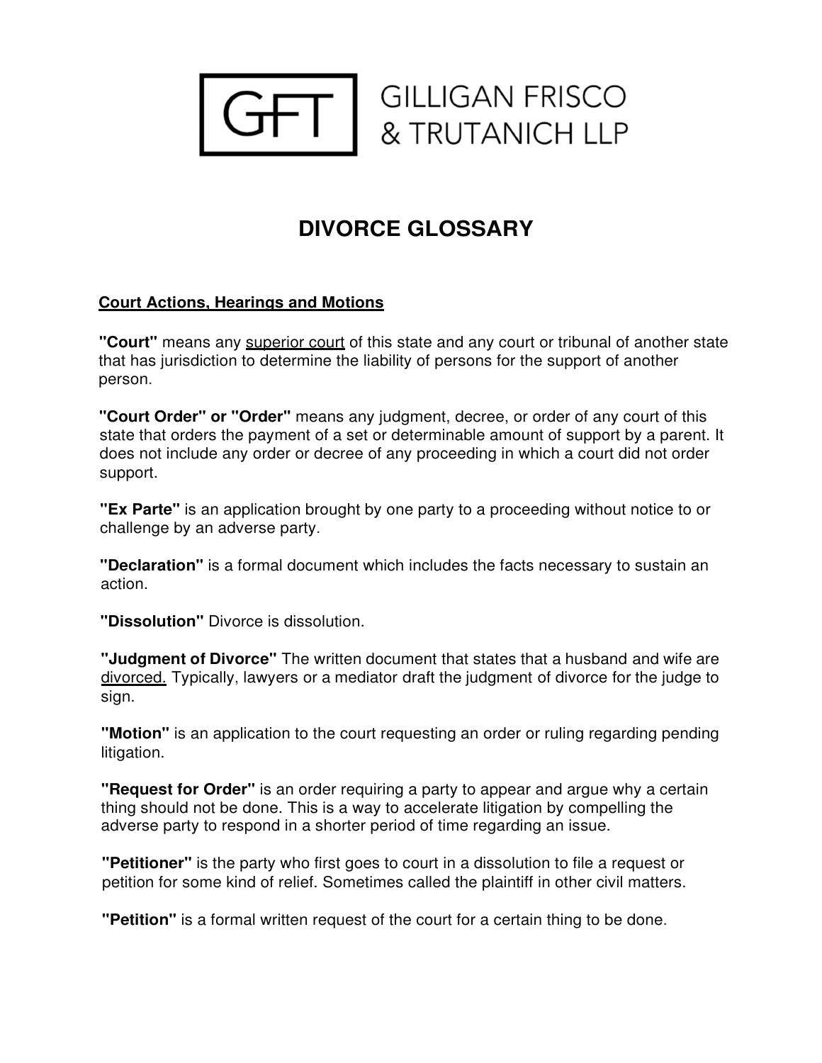GFT GILLIGAN FRISCO & TRUTANICH LLP

# DIVORCE GLOSSARY

## Court Actions, Hearings and Motions

**"Court"** means any superior court of this state and any court or tribunal of another state that has jurisdiction to determine the liability of persons for the support of another person.

**"Court Order" or "Order"** means any judgment, decree, or order of any court of this state that orders the payment of a set or determinable amount of support by a parent. It does not include any order or decree of any proceeding in which a court did not order support.

**"Ex Parte"** is an application brought by one party to a proceeding without notice to or challenge by an adverse party.

**"Declaration"** is a formal document which includes the facts necessary to sustain an action.

**"Dissolution"** Divorce is dissolution.

**"Judgment of Divorce"** The written document that states that a husband and wife are divorced. Typically, lawyers or a mediator draft the judgment of divorce for the judge to sign.

**"Motion"** is an application to the court requesting an order or ruling regarding pending litigation.

**"Request for Order"** is an order requiring a party to appear and argue why a certain thing should not be done. This is a way to accelerate litigation by compelling the adverse party to respond in a shorter period of time regarding an issue.

**"Petitioner"** is the party who first goes to court in a dissolution to file a request or petition for some kind of relief. Sometimes called the plaintiff in other civil matters.

**"Petition"** is a formal written request of the court for a certain thing to be done.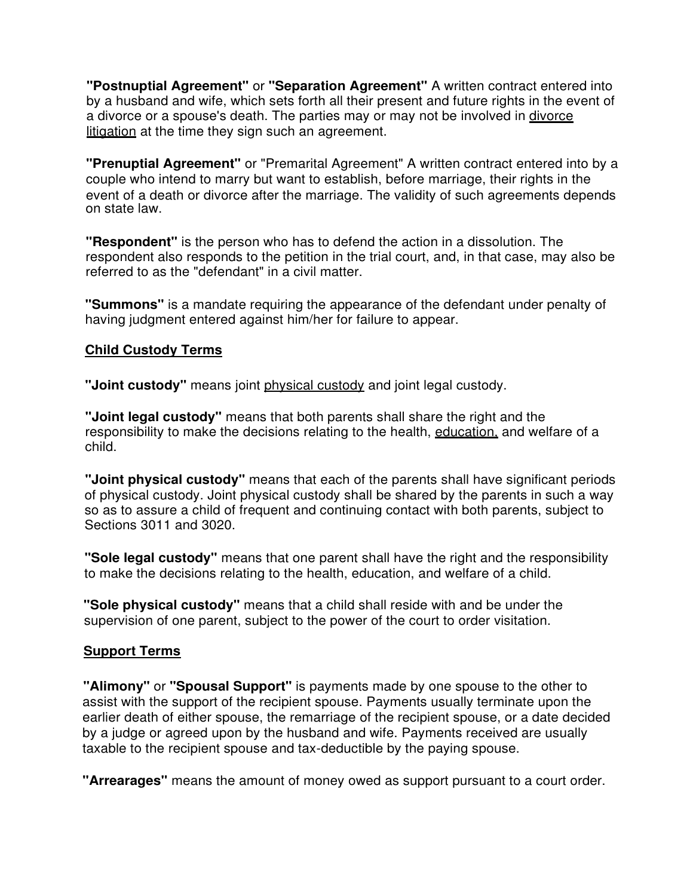**"Postnuptial Agreement"** or **"Separation Agreement"** A written contract entered into by a husband and wife, which sets forth all their present and future rights in the event of a divorce or a spouse's death. The parties may or may not be involved in divorce litigation at the time they sign such an agreement.

**"Prenuptial Agreement"** or "Premarital Agreement" A written contract entered into by a couple who intend to marry but want to establish, before marriage, their rights in the event of a death or divorce after the marriage. The validity of such agreements depends on state law.

**"Respondent"** is the person who has to defend the action in a dissolution. The respondent also responds to the petition in the trial court, and, in that case, may also be referred to as the "defendant" in a civil matter.

**"Summons"** is a mandate requiring the appearance of the defendant under penalty of having judgment entered against him/her for failure to appear.

## Child Custody Terms

**"Joint custody"** means joint physical custody and joint legal custody.

**"Joint legal custody"** means that both parents shall share the right and the responsibility to make the decisions relating to the health, education, and welfare of a child.

**"Joint physical custody"** means that each of the parents shall have significant periods of physical custody. Joint physical custody shall be shared by the parents in such a way so as to assure a child of frequent and continuing contact with both parents, subject to Sections 3011 and 3020.

**"Sole legal custody"** means that one parent shall have the right and the responsibility to make the decisions relating to the health, education, and welfare of a child.

**"Sole physical custody"** means that a child shall reside with and be under the supervision of one parent, subject to the power of the court to order visitation.

## Support Terms

**"Alimony"** or **"Spousal Support"** is payments made by one spouse to the other to assist with the support of the recipient spouse. Payments usually terminate upon the earlier death of either spouse, the remarriage of the recipient spouse, or a date decided by a judge or agreed upon by the husband and wife. Payments received are usually taxable to the recipient spouse and tax-deductible by the paying spouse.

**"Arrearages"** means the amount of money owed as support pursuant to a court order.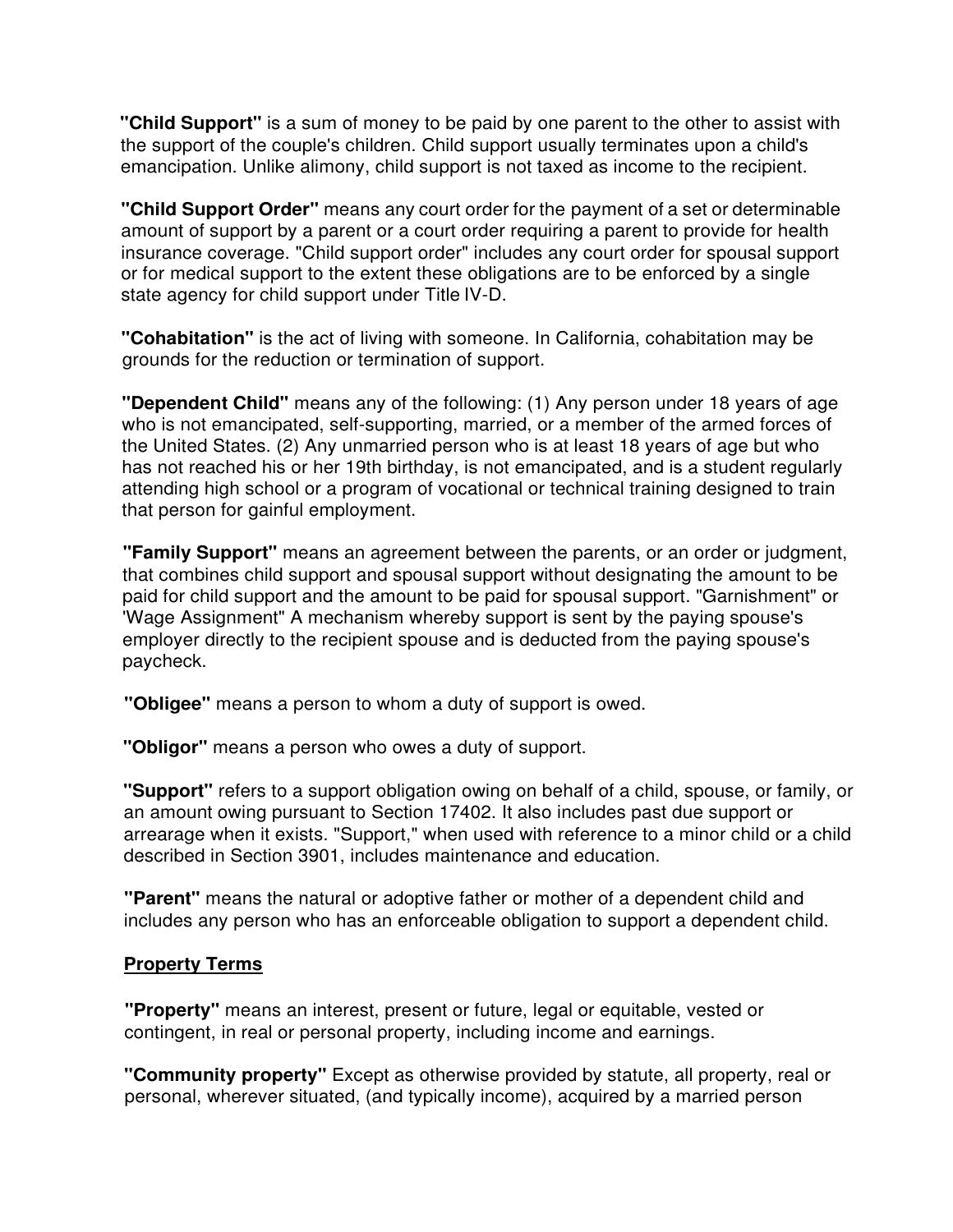**"Child Support"** is a sum of money to be paid by one parent to the other to assist with the support of the couple's children. Child support usually terminates upon a child's emancipation. Unlike alimony, child support is not taxed as income to the recipient.

**"Child Support Order"** means any court order for the payment of a set or determinable amount of support by a parent or a court order requiring a parent to provide for health insurance coverage. "Child support order" includes any court order for spousal support or for medical support to the extent these obligations are to be enforced by a single state agency for child support under Title IV-D.

**"Cohabitation"** is the act of living with someone. In California, cohabitation may be grounds for the reduction or termination of support.

**"Dependent Child"** means any of the following: (1) Any person under 18 years of age who is not emancipated, self-supporting, married, or a member of the armed forces of the United States. (2) Any unmarried person who is at least 18 years of age but who has not reached his or her 19th birthday, is not emancipated, and is a student regularly attending high school or a program of vocational or technical training designed to train that person for gainful employment.

**"Family Support"** means an agreement between the parents, or an order or judgment, that combines child support and spousal support without designating the amount to be paid for child support and the amount to be paid for spousal support. "Garnishment" or 'Wage Assignment" A mechanism whereby support is sent by the paying spouse's employer directly to the recipient spouse and is deducted from the paying spouse's paycheck.

**"Obligee"** means a person to whom a duty of support is owed.

**"Obligor"** means a person who owes a duty of support.

**"Support"** refers to a support obligation owing on behalf of a child, spouse, or family, or an amount owing pursuant to Section 17402. It also includes past due support or arrearage when it exists. "Support," when used with reference to a minor child or a child described in Section 3901, includes maintenance and education.

**"Parent"** means the natural or adoptive father or mother of a dependent child and includes any person who has an enforceable obligation to support a dependent child.

**<u>Property Terms</u>**

**"Property"** means an interest, present or future, legal or equitable, vested or contingent, in real or personal property, including income and earnings.

**"Community property"** Except as otherwise provided by statute, all property, real or personal, wherever situated, (and typically income), acquired by a married person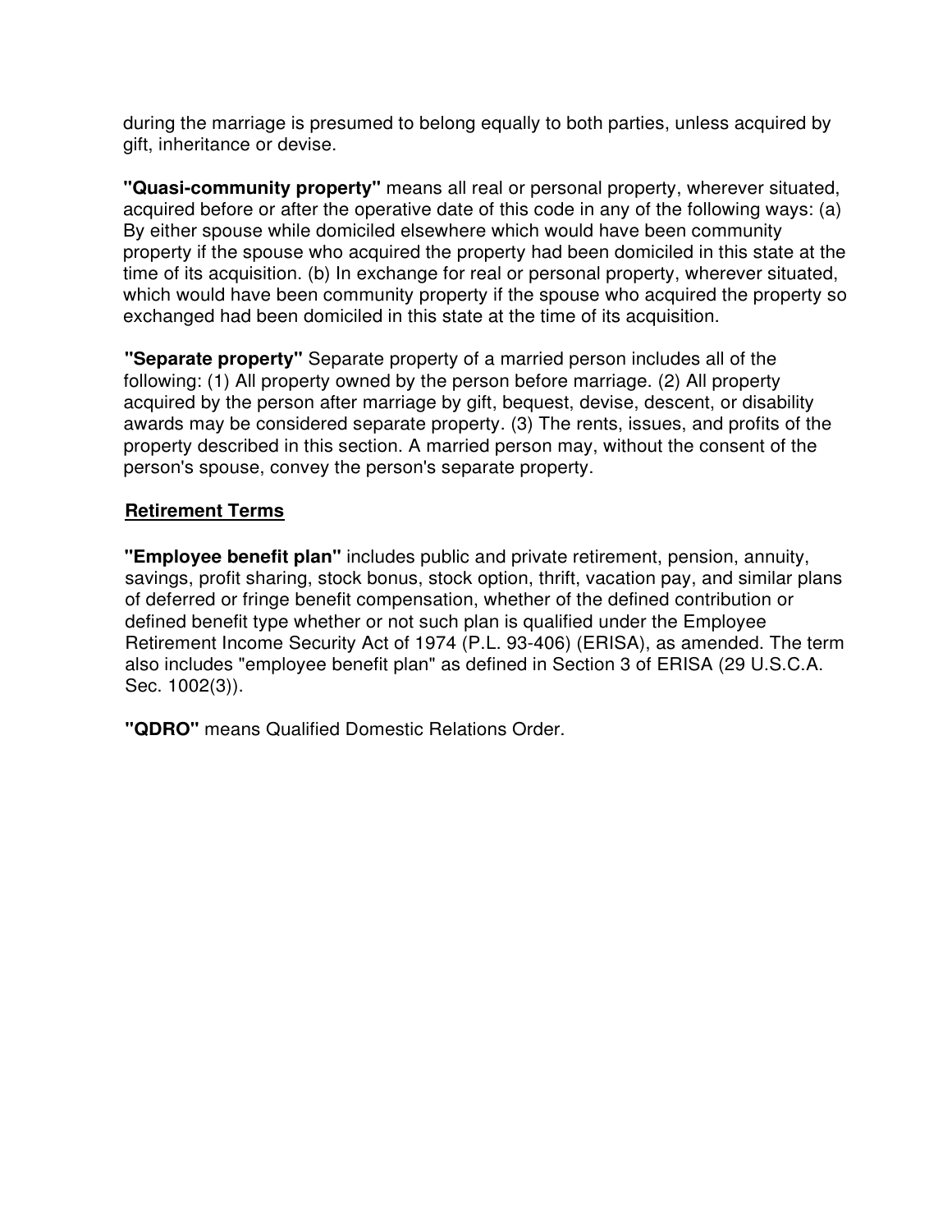during the marriage is presumed to belong equally to both parties, unless acquired by gift, inheritance or devise.

**"Quasi-community property"** means all real or personal property, wherever situated, acquired before or after the operative date of this code in any of the following ways: (a) By either spouse while domiciled elsewhere which would have been community property if the spouse who acquired the property had been domiciled in this state at the time of its acquisition. (b) In exchange for real or personal property, wherever situated, which would have been community property if the spouse who acquired the property so exchanged had been domiciled in this state at the time of its acquisition.

**"Separate property"** Separate property of a married person includes all of the following: (1) All property owned by the person before marriage. (2) All property acquired by the person after marriage by gift, bequest, devise, descent, or disability awards may be considered separate property. (3) The rents, issues, and profits of the property described in this section. A married person may, without the consent of the person's spouse, convey the person's separate property.

## Retirement Terms

**"Employee benefit plan"** includes public and private retirement, pension, annuity, savings, profit sharing, stock bonus, stock option, thrift, vacation pay, and similar plans of deferred or fringe benefit compensation, whether of the defined contribution or defined benefit type whether or not such plan is qualified under the Employee Retirement Income Security Act of 1974 (P.L. 93-406) (ERISA), as amended. The term also includes "employee benefit plan" as defined in Section 3 of ERISA (29 U.S.C.A. Sec. 1002(3)).

**"QDRO"** means Qualified Domestic Relations Order.